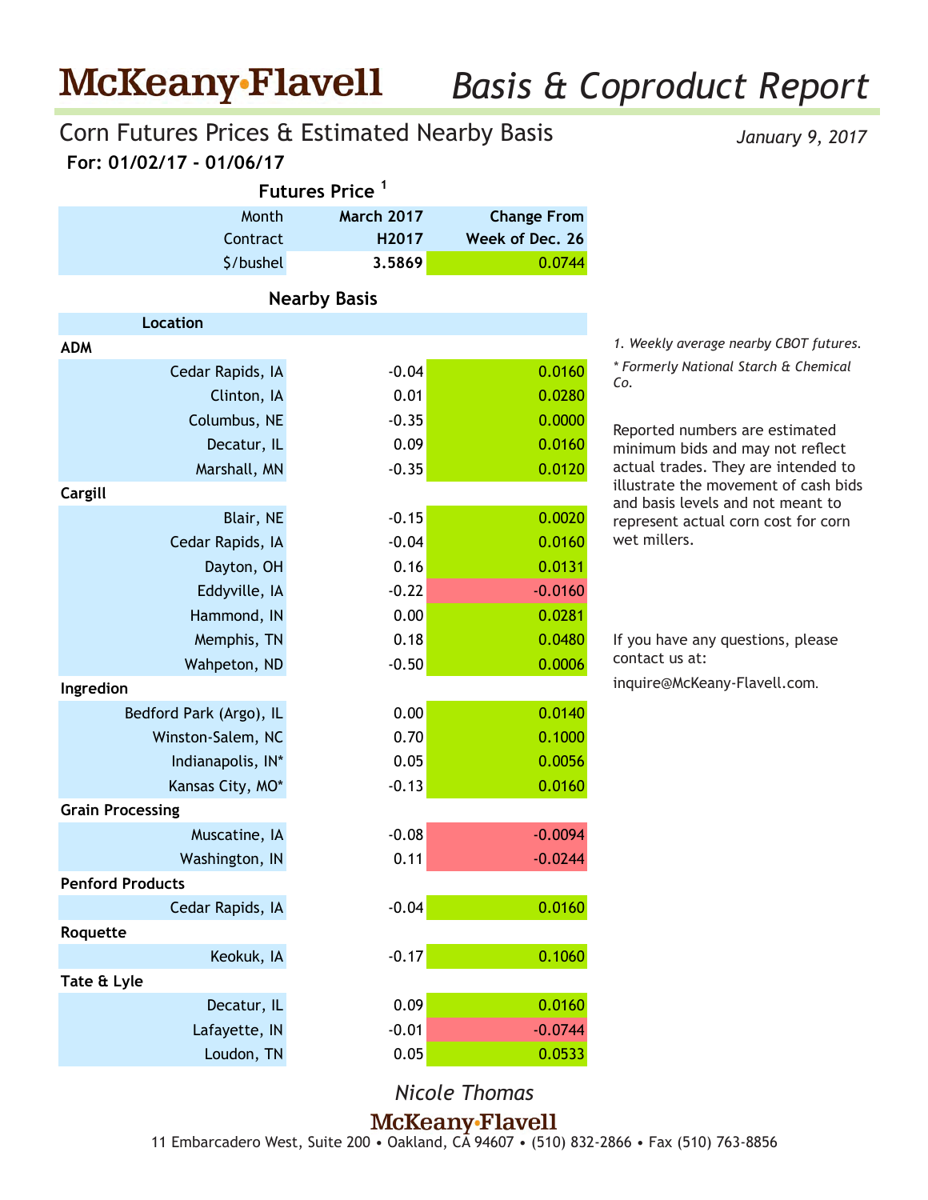# McKeany•Flavell *Basis & Coproduct Report*

## Corn Futures Prices & Estimated Nearby Basis

*January 9, 2017*

**For: 01/02/17 - 01/06/17**

### Futures Price [1]

| Month | March 2017 | Change From |
|---|---|---|
| Contract | H2017 | Week of Dec. 26 |
| $/bushel | 3.5869 | 0.0744 |

### Nearby Basis

| Location | | |
|---|---|---|
| **ADM** | | |
| Cedar Rapids, IA | -0.04 | 0.0160 |
| Clinton, IA | 0.01 | 0.0280 |
| Columbus, NE | -0.35 | 0.0000 |
| Decatur, IL | 0.09 | 0.0160 |
| Marshall, MN | -0.35 | 0.0120 |
| **Cargill** | | |
| Blair, NE | -0.15 | 0.0020 |
| Cedar Rapids, IA | -0.04 | 0.0160 |
| Dayton, OH | 0.16 | 0.0131 |
| Eddyville, IA | -0.22 | -0.0160 |
| Hammond, IN | 0.00 | 0.0281 |
| Memphis, TN | 0.18 | 0.0480 |
| Wahpeton, ND | -0.50 | 0.0006 |
| **Ingredion** | | |
| Bedford Park (Argo), IL | 0.00 | 0.0140 |
| Winston-Salem, NC | 0.70 | 0.1000 |
| Indianapolis, IN* | 0.05 | 0.0056 |
| Kansas City, MO* | -0.13 | 0.0160 |
| **Grain Processing** | | |
| Muscatine, IA | -0.08 | -0.0094 |
| Washington, IN | 0.11 | -0.0244 |
| **Penford Products** | | |
| Cedar Rapids, IA | -0.04 | 0.0160 |
| **Roquette** | | |
| Keokuk, IA | -0.17 | 0.1060 |
| **Tate & Lyle** | | |
| Decatur, IL | 0.09 | 0.0160 |
| Lafayette, IN | -0.01 | -0.0744 |
| Loudon, TN | 0.05 | 0.0533 |

*1. Weekly average nearby CBOT futures.*

*\* Formerly National Starch & Chemical Co.*

Reported numbers are estimated minimum bids and may not reflect actual trades. They are intended to illustrate the movement of cash bids and basis levels and not meant to represent actual corn cost for corn wet millers.

If you have any questions, please contact us at:

inquire@McKeany-Flavell.com.

*Nicole Thomas*

McKeany•Flavell

11 Embarcadero West, Suite 200 • Oakland, CA 94607 • (510) 832-2866 • Fax (510) 763-8856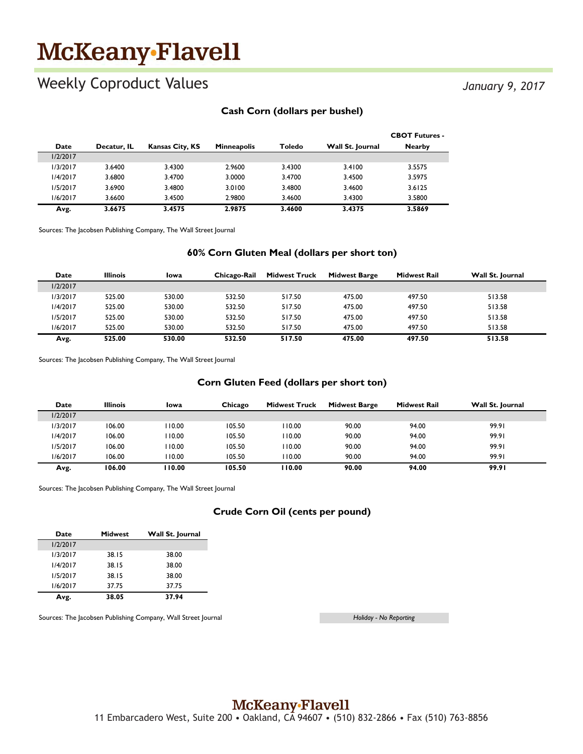# McKeany•Flavell

## Weekly Coproduct Values

*January 9, 2017*

### Cash Corn (dollars per bushel)

| Date | Decatur, IL | Kansas City, KS | Minneapolis | Toledo | Wall St. Journal | CBOT Futures - Nearby |
|---|---|---|---|---|---|---|
| 1/2/2017 | | | | | | |
| 1/3/2017 | 3.6400 | 3.4300 | 2.9600 | 3.4300 | 3.4100 | 3.5575 |
| 1/4/2017 | 3.6800 | 3.4700 | 3.0000 | 3.4700 | 3.4500 | 3.5975 |
| 1/5/2017 | 3.6900 | 3.4800 | 3.0100 | 3.4800 | 3.4600 | 3.6125 |
| 1/6/2017 | 3.6600 | 3.4500 | 2.9800 | 3.4600 | 3.4300 | 3.5800 |
| **Avg.** | **3.6675** | **3.4575** | **2.9875** | **3.4600** | **3.4375** | **3.5869** |

Sources: The Jacobsen Publishing Company, The Wall Street Journal

### 60% Corn Gluten Meal (dollars per short ton)

| Date | Illinois | Iowa | Chicago-Rail | Midwest Truck | Midwest Barge | Midwest Rail | Wall St. Journal |
|---|---|---|---|---|---|---|---|
| 1/2/2017 | | | | | | | |
| 1/3/2017 | 525.00 | 530.00 | 532.50 | 517.50 | 475.00 | 497.50 | 513.58 |
| 1/4/2017 | 525.00 | 530.00 | 532.50 | 517.50 | 475.00 | 497.50 | 513.58 |
| 1/5/2017 | 525.00 | 530.00 | 532.50 | 517.50 | 475.00 | 497.50 | 513.58 |
| 1/6/2017 | 525.00 | 530.00 | 532.50 | 517.50 | 475.00 | 497.50 | 513.58 |
| **Avg.** | **525.00** | **530.00** | **532.50** | **517.50** | **475.00** | **497.50** | **513.58** |

Sources: The Jacobsen Publishing Company, The Wall Street Journal

### Corn Gluten Feed (dollars per short ton)

| Date | Illinois | Iowa | Chicago | Midwest Truck | Midwest Barge | Midwest Rail | Wall St. Journal |
|---|---|---|---|---|---|---|---|
| 1/2/2017 | | | | | | | |
| 1/3/2017 | 106.00 | 110.00 | 105.50 | 110.00 | 90.00 | 94.00 | 99.91 |
| 1/4/2017 | 106.00 | 110.00 | 105.50 | 110.00 | 90.00 | 94.00 | 99.91 |
| 1/5/2017 | 106.00 | 110.00 | 105.50 | 110.00 | 90.00 | 94.00 | 99.91 |
| 1/6/2017 | 106.00 | 110.00 | 105.50 | 110.00 | 90.00 | 94.00 | 99.91 |
| **Avg.** | **106.00** | **110.00** | **105.50** | **110.00** | **90.00** | **94.00** | **99.91** |

Sources: The Jacobsen Publishing Company, The Wall Street Journal

### Crude Corn Oil (cents per pound)

| Date | Midwest | Wall St. Journal |
|---|---|---|
| 1/2/2017 | | |
| 1/3/2017 | 38.15 | 38.00 |
| 1/4/2017 | 38.15 | 38.00 |
| 1/5/2017 | 38.15 | 38.00 |
| 1/6/2017 | 37.75 | 37.75 |
| **Avg.** | **38.05** | **37.94** |

Sources: The Jacobsen Publishing Company, Wall Street Journal

*Holiday - No Reporting*

McKeany•Flavell
11 Embarcadero West, Suite 200 • Oakland, CA 94607 • (510) 832-2866 • Fax (510) 763-8856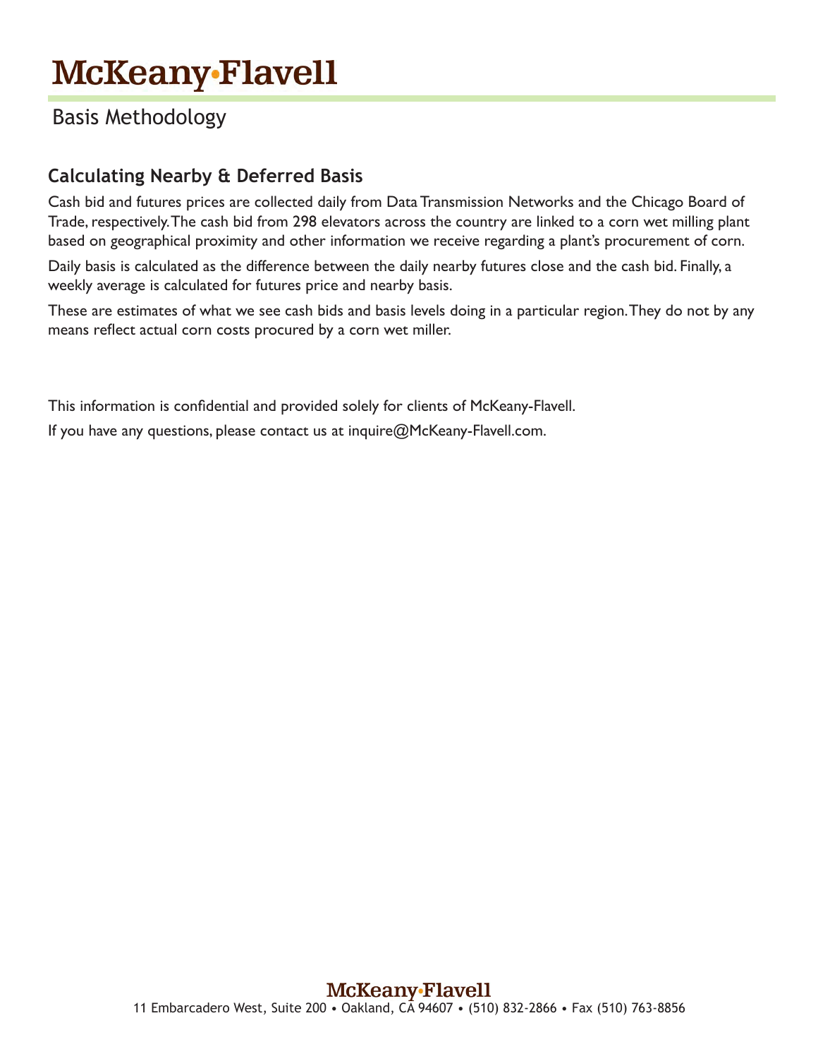# McKeany•Flavell

## Basis Methodology

### Calculating Nearby & Deferred Basis

Cash bid and futures prices are collected daily from Data Transmission Networks and the Chicago Board of Trade, respectively. The cash bid from 298 elevators across the country are linked to a corn wet milling plant based on geographical proximity and other information we receive regarding a plant's procurement of corn.

Daily basis is calculated as the difference between the daily nearby futures close and the cash bid. Finally, a weekly average is calculated for futures price and nearby basis.

These are estimates of what we see cash bids and basis levels doing in a particular region. They do not by any means reflect actual corn costs procured by a corn wet miller.

This information is confidential and provided solely for clients of McKeany-Flavell.

If you have any questions, please contact us at inquire@McKeany-Flavell.com.

McKeany•Flavell

11 Embarcadero West, Suite 200 • Oakland, CA 94607 • (510) 832-2866 • Fax (510) 763-8856